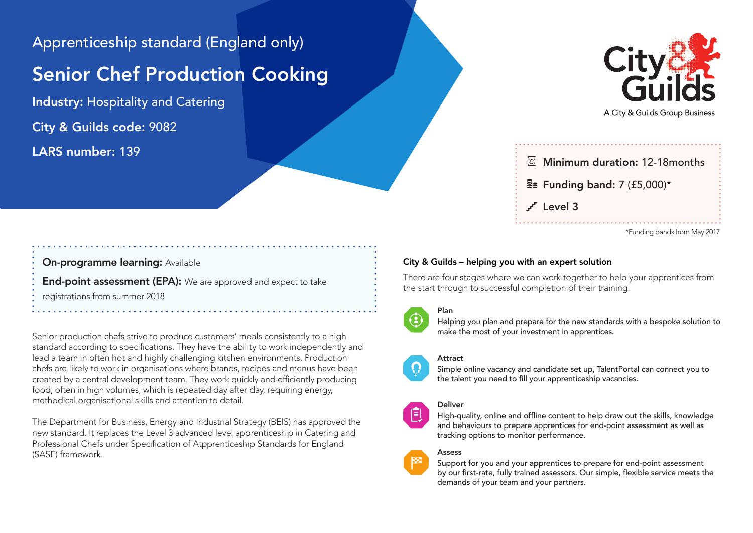Apprenticeship standard (England only)

# Senior Chef Production Cooking

**Industry:** Hospitality and Catering

**City & Guilds code:** 9082

**LARS number:** 139

City & Guilds
A City & Guilds Group Business

**Minimum duration:** 12-18months

**Funding band:** 7 (£5,000)*

**Level 3**

*Funding bands from May 2017

**On-programme learning:** Available

**End-point assessment (EPA):** We are approved and expect to take registrations from summer 2018

Senior production chefs strive to produce customers' meals consistently to a high standard according to specifications. They have the ability to work independently and lead a team in often hot and highly challenging kitchen environments. Production chefs are likely to work in organisations where brands, recipes and menus have been created by a central development team. They work quickly and efficiently producing food, often in high volumes, which is repeated day after day, requiring energy, methodical organisational skills and attention to detail.

The Department for Business, Energy and Industrial Strategy (BEIS) has approved the new standard. It replaces the Level 3 advanced level apprenticeship in Catering and Professional Chefs under Specification of Atpprenticeship Standards for England (SASE) framework.

## City & Guilds – helping you with an expert solution

There are four stages where we can work together to help your apprentices from the start through to successful completion of their training.

### Plan

Helping you plan and prepare for the new standards with a bespoke solution to make the most of your investment in apprentices.

### Attract

Simple online vacancy and candidate set up, TalentPortal can connect you to the talent you need to fill your apprenticeship vacancies.

### Deliver

High-quality, online and offline content to help draw out the skills, knowledge and behaviours to prepare apprentices for end-point assessment as well as tracking options to monitor performance.

### Assess

Support for you and your apprentices to prepare for end-point assessment by our first-rate, fully trained assessors. Our simple, flexible service meets the demands of your team and your partners.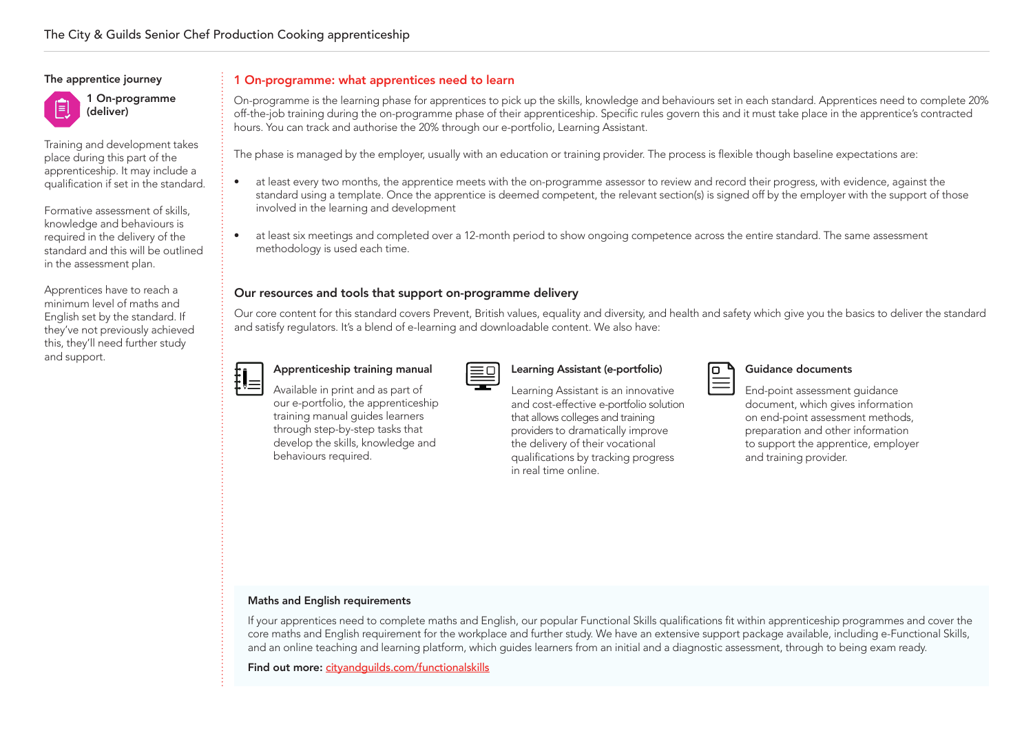### The apprentice journey

**1 On-programme (deliver)**

Training and development takes place during this part of the apprenticeship. It may include a qualification if set in the standard.

Formative assessment of skills, knowledge and behaviours is required in the delivery of the standard and this will be outlined in the assessment plan.

Apprentices have to reach a minimum level of maths and English set by the standard. If they've not previously achieved this, they'll need further study and support.

## 1 On-programme: what apprentices need to learn

On-programme is the learning phase for apprentices to pick up the skills, knowledge and behaviours set in each standard. Apprentices need to complete 20% off-the-job training during the on-programme phase of their apprenticeship. Specific rules govern this and it must take place in the apprentice's contracted hours. You can track and authorise the 20% through our e-portfolio, Learning Assistant.

The phase is managed by the employer, usually with an education or training provider. The process is flexible though baseline expectations are:

- at least every two months, the apprentice meets with the on-programme assessor to review and record their progress, with evidence, against the standard using a template. Once the apprentice is deemed competent, the relevant section(s) is signed off by the employer with the support of those involved in the learning and development
- at least six meetings and completed over a 12-month period to show ongoing competence across the entire standard. The same assessment methodology is used each time.

### Our resources and tools that support on-programme delivery

Our core content for this standard covers Prevent, British values, equality and diversity, and health and safety which give you the basics to deliver the standard and satisfy regulators. It's a blend of e-learning and downloadable content. We also have:

**Apprenticeship training manual**

Available in print and as part of our e-portfolio, the apprenticeship training manual guides learners through step-by-step tasks that develop the skills, knowledge and behaviours required.

**Learning Assistant (e-portfolio)**

Learning Assistant is an innovative and cost-effective e-portfolio solution that allows colleges and training providers to dramatically improve the delivery of their vocational qualifications by tracking progress in real time online.

**Guidance documents**

End-point assessment guidance document, which gives information on end-point assessment methods, preparation and other information to support the apprentice, employer and training provider.

**Maths and English requirements**

If your apprentices need to complete maths and English, our popular Functional Skills qualifications fit within apprenticeship programmes and cover the core maths and English requirement for the workplace and further study. We have an extensive support package available, including e-Functional Skills, and an online teaching and learning platform, which guides learners from an initial and a diagnostic assessment, through to being exam ready.

**Find out more:** cityandguilds.com/functionalskills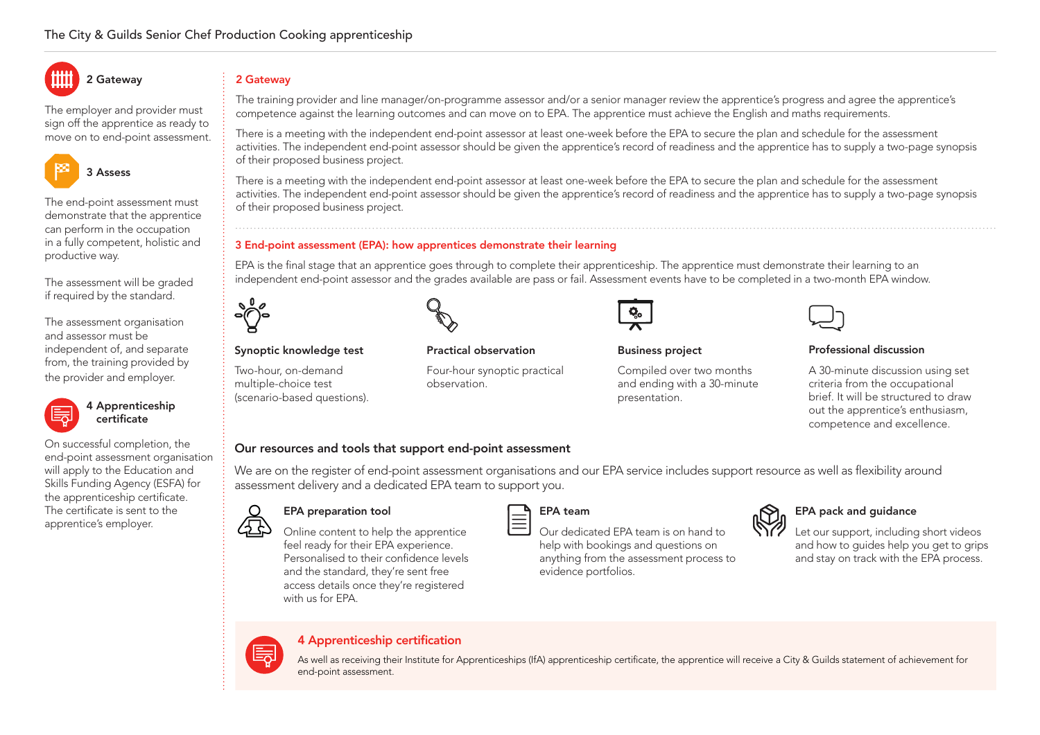### 2 Gateway

The employer and provider must sign off the apprentice as ready to move on to end-point assessment.

### 3 Assess

The end-point assessment must demonstrate that the apprentice can perform in the occupation in a fully competent, holistic and productive way.

The assessment will be graded if required by the standard.

The assessment organisation and assessor must be independent of, and separate from, the training provided by the provider and employer.

### 4 Apprenticeship certificate

On successful completion, the end-point assessment organisation will apply to the Education and Skills Funding Agency (ESFA) for the apprenticeship certificate. The certificate is sent to the apprentice's employer.

## 2 Gateway

The training provider and line manager/on-programme assessor and/or a senior manager review the apprentice's progress and agree the apprentice's competence against the learning outcomes and can move on to EPA. The apprentice must achieve the English and maths requirements.

There is a meeting with the independent end-point assessor at least one-week before the EPA to secure the plan and schedule for the assessment activities. The independent end-point assessor should be given the apprentice's record of readiness and the apprentice has to supply a two-page synopsis of their proposed business project.

There is a meeting with the independent end-point assessor at least one-week before the EPA to secure the plan and schedule for the assessment activities. The independent end-point assessor should be given the apprentice's record of readiness and the apprentice has to supply a two-page synopsis of their proposed business project.

## 3 End-point assessment (EPA): how apprentices demonstrate their learning

EPA is the final stage that an apprentice goes through to complete their apprenticeship. The apprentice must demonstrate their learning to an independent end-point assessor and the grades available are pass or fail. Assessment events have to be completed in a two-month EPA window.

**Synoptic knowledge test**

Two-hour, on-demand multiple-choice test (scenario-based questions).

**Practical observation**

Four-hour synoptic practical observation.

**Business project**

Compiled over two months and ending with a 30-minute presentation.

**Professional discussion**

A 30-minute discussion using set criteria from the occupational brief. It will be structured to draw out the apprentice's enthusiasm, competence and excellence.

### Our resources and tools that support end-point assessment

We are on the register of end-point assessment organisations and our EPA service includes support resource as well as flexibility around assessment delivery and a dedicated EPA team to support you.

**EPA preparation tool**

Online content to help the apprentice feel ready for their EPA experience. Personalised to their confidence levels and the standard, they're sent free access details once they're registered with us for EPA.

**EPA team**

Our dedicated EPA team is on hand to help with bookings and questions on anything from the assessment process to evidence portfolios.

**EPA pack and guidance**

Let our support, including short videos and how to guides help you get to grips and stay on track with the EPA process.

## 4 Apprenticeship certification

As well as receiving their Institute for Apprenticeships (IfA) apprenticeship certificate, the apprentice will receive a City & Guilds statement of achievement for end-point assessment.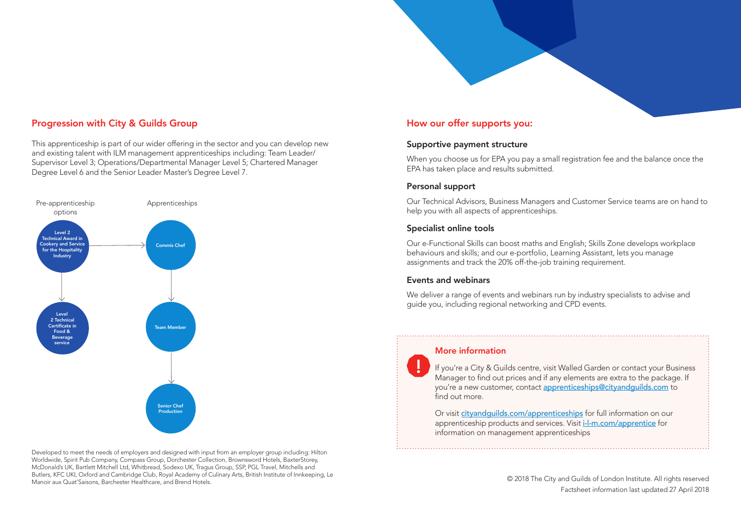## Progression with City & Guilds Group

This apprenticeship is part of our wider offering in the sector and you can develop new and existing talent with ILM management apprenticeships including: Team Leader/ Supervisor Level 3; Operations/Departmental Manager Level 5; Chartered Manager Degree Level 6 and the Senior Leader Master's Degree Level 7.

Pre-apprenticeship options

Apprenticeships

Level 2 Technical Award in Cookery and Service for the Hospitality Industry

Commis Chef

Level 2 Technical Certificate in Food & Beverage service

Team Member

Senior Chef Production

Developed to meet the needs of employers and designed with input from an employer group including: Hilton Worldwide, Spirit Pub Company, Compass Group, Dorchester Collection, Brownsword Hotels, BaxterStorey, McDonald's UK, Bartlett Mitchell Ltd, Whitbread, Sodexo UK, Tragus Group, SSP, PGL Travel, Mitchells and Butlers, KFC UKI, Oxford and Cambridge Club, Royal Academy of Culinary Arts, British Institute of Innkeeping, Le Manoir aux Quat'Saisons, Barchester Healthcare, and Brend Hotels.

## How our offer supports you:

### Supportive payment structure

When you choose us for EPA you pay a small registration fee and the balance once the EPA has taken place and results submitted.

### Personal support

Our Technical Advisors, Business Managers and Customer Service teams are on hand to help you with all aspects of apprenticeships.

### Specialist online tools

Our e-Functional Skills can boost maths and English; Skills Zone develops workplace behaviours and skills; and our e-portfolio, Learning Assistant, lets you manage assignments and track the 20% off-the-job training requirement.

### Events and webinars

We deliver a range of events and webinars run by industry specialists to advise and guide you, including regional networking and CPD events.

### More information

If you're a City & Guilds centre, visit Walled Garden or contact your Business Manager to find out prices and if any elements are extra to the package. If you're a new customer, contact apprenticeships@cityandguilds.com to find out more.

Or visit cityandguilds.com/apprenticeships for full information on our apprenticeship products and services. Visit i-l-m.com/apprentice for information on management apprenticeships

© 2018 The City and Guilds of London Institute. All rights reserved
Factsheet information last updated 27 April 2018